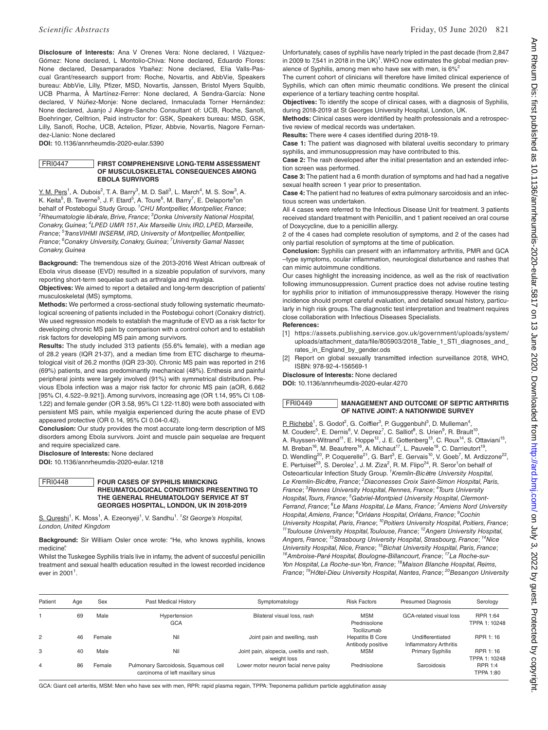**Disclosure of Interests:** Ana V Orenes Vera: None declared, I Vázquez-Gómez: None declared, L Montolio-Chiva: None declared, Eduardo Flores: None declared, Desamparados Ybañez: None declared, Elia Valls-Pascual Grant/research support from: Roche, Novartis, and AbbVie, Speakers bureau: AbbVie, Lilly, Pfizer, MSD, Novartis, Janssen, Bristol Myers Squibb, UCB Pharma, À Martínez-Ferrer: None declared, A Sendra-García: None declared, V Núñez-Monje: None declared, Inmaculada Torner Hernández: None declared, Juanjo J Alegre-Sancho Consultant of: UCB, Roche, Sanofi, Boehringer, Celltrion, Paid instructor for: GSK, Speakers bureau: MSD, GSK, Lilly, Sanofi, Roche, UCB, Actelion, Pfizer, Abbvie, Novartis, Nagore Fernandez-Llanio: None declared

**DOI:** 10.1136/annrheumdis-2020-eular.5390

## FRI0447 FIRST COMPREHENSIVE LONG-TERM ASSESSMENT OF MUSCULOSKELETAL CONSEQUENCES AMONG EBOLA SURVIVORS

Y. M. Pers[1], A. Dubois[2], T. A. Barry[3], M. D. Sall[3], L. March[4], M. S. Sow[3], A. K. Keita[5], B. Taverne[5], J. F. Etard[5], A. Toure[6], M. Barry[7], E. Delaporte[5]on behalf of Postebogui Study Group. [1]*CHU Montpellier, Montpellier, France*; [2]*Rheumatologie libérale, Brive, France*; [3]*Donka University National Hospital, Conakry, Guinea*; [4]*LPED UMR 151, Aix Marseille Univ, IRD, LPED, Marseille, France*; [5]*TransVIHMI INSERM, IRD, University of Montpellier, Montpellier, France*; [6]*Conakry University, Conakry, Guinea*; [7]*University Gamal Nasser, Conakry, Guinea*

**Background:** The tremendous size of the 2013-2016 West African outbreak of Ebola virus disease (EVD) resulted in a sizeable population of survivors, many reporting short-term sequelae such as arthralgia and myalgia.

**Objectives:** We aimed to report a detailed and long-term description of patients' musculoskeletal (MS) symptoms.

**Methods:** We performed a cross-sectional study following systematic rheumatological screening of patients included in the Postebogui cohort (Conakry district). We used regression models to establish the magnitude of EVD as a risk factor for developing chronic MS pain by comparison with a control cohort and to establish risk factors for developing MS pain among survivors.

**Results:** The study included 313 patients (55.6% female), with a median age of 28.2 years (IQR 21-37), and a median time from ETC discharge to rheumatological visit of 26.2 months (IQR 23-30). Chronic MS pain was reported in 216 (69%) patients, and was predominantly mechanical (48%). Enthesis and painful peripheral joints were largely involved (91%) with symmetrical distribution. Previous Ebola infection was a major risk factor for chronic MS pain (aOR, 6.662 [95% CI, 4.522–9.921]). Among survivors, increasing age (OR 1.14, 95% CI 1.08-1.22) and female gender (OR 3.58, 95% CI 1.22-11.80) were both associated with persistent MS pain, while myalgia experienced during the acute phase of EVD appeared protective (OR 0.14, 95% CI 0.04-0.42).

**Conclusion:** Our study provides the most accurate long-term description of MS disorders among Ebola survivors. Joint and muscle pain sequelae are frequent and require specialized care.

**Disclosure of Interests:** None declared

**DOI:** 10.1136/annrheumdis-2020-eular.1218

## FRI0448 FOUR CASES OF SYPHILIS MIMICKING RHEUMATOLOGICAL CONDITIONS PRESENTING TO THE GENERAL RHEUMATOLOGY SERVICE AT ST GEORGES HOSPITAL, LONDON, UK IN 2018-2019

S. Qureshi[1], K. Moss[1], A. Ezeonyeji[1], V. Sandhu[1]. [1]*St George's Hospital, London, United Kingdom*

**Background:** Sir William Osler once wrote: "He, who knows syphilis, knows medicine".

Whilst the Tuskegee Syphilis trials live in infamy, the advent of succesful penicillin treatment and sexual health education resulted in the lowest recorded incidence ever in 2001[1].

Unfortunately, cases of syphilis have nearly tripled in the past decade (from 2,847 in 2009 to 7,541 in 2018 in the UK)[1]. WHO now estimates the global median prevalence of Syphilis, among men who have sex with men, is 6%[2]

The current cohort of clinicians will therefore have limited clinical experience of Syphilis, which can often mimic rheumatic conditions. We present the clinical experience of a tertiary teaching centre hospital.

**Objectives:** To identify the scope of clinical cases, with a diagnosis of Syphilis, during 2018-2019 at St Georges University Hospital, London, UK.

**Methods:** Clinical cases were identified by health professionals and a retrospective review of medical records was undertaken.

**Results:** There were 4 cases identified during 2018-19.

**Case 1:** The patient was diagnosed with bilateral uveitis secondary to primary syphilis, and immunosuppression may have contributed to this.

**Case 2:** The rash developed after the initial presentation and an extended infection screen was performed.

**Case 3:** The patient had a 6 month duration of symptoms and had had a negative sexual health screen 1 year prior to presentation.

**Case 4:** The patient had no features of extra pulmonary sarcoidosis and an infectious screen was undertaken.

All 4 cases were referred to the Infectious Disease Unit for treatment. 3 patients received standard treatment with Penicillin, and 1 patient received an oral course of Doxycycline, due to a penicillin allergy.

2 of the 4 cases had complete resolution of symptoms, and 2 of the cases had only partial resolution of symptoms at the time of publication.

| Patient | Age | Sex | Past Medical History | Symptomatology | Risk Factors | Presumed Diagnosis | Serology |
|---|---|---|---|---|---|---|---|
| 1 | 69 | Male | Hypertension GCA | Bilateral visual loss, rash | MSM Prednisolone Tocilizumab | GCA-related visual loss | RPR 1:64 TPPA 1: 10248 |
| 2 | 46 | Female | Nil | Joint pain and swelling, rash | Hepatitis B Core Antibody positive | Undifferentiated Inflammatory Arthritis | RPR 1: 16 |
| 3 | 40 | Male | Nil | Joint pain, alopecia, uveitis and rash, weight loss | MSM | Primary Syphilis | RPR 1: 16 TPPA 1: 10248 |
| 4 | 86 | Female | Pulmonary Sarcoidosis, Squamous cell carcinoma of left maxillary sinus | Lower motor neuron facial nerve palsy | Prednisolone | Sarcoidosis | RPR 1:4 TPPA 1:80 |

GCA: Giant cell arteritis, MSM: Men who have sex with men, RPR: rapid plasma regain, TPPA: Treponema pallidum particle agglutination assay

**Conclusion:** Syphilis can present with an inflammatory arthritis, PMR and GCA –type symptoms, ocular inflammation, neurological disturbance and rashes that can mimic autoimmune conditions.

Our cases highlight the increasing incidence, as well as the risk of reactivation following immunosuppression. Current practice does not advise routine testing for syphilis prior to initiation of immunosuppressive therapy. However the rising incidence should prompt careful evaluation, and detailed sexual history, particularly in high risk groups. The diagnostic test interpretation and treatment requires close collaboration with Infectious Diseases Specialists.

**References:**

[1] https://assets.publishing.service.gov.uk/government/uploads/system/uploads/attachment_data/file/805903/2018_Table_1_STI_diagnoses_and_rates_in_England_by_gender.ods

[2] Report on global sexually transmitted infection surveillance 2018, WHO, ISBN: 978-92-4-156569-1

**Disclosure of Interests:** None declared

**DOI:** 10.1136/annrheumdis-2020-eular.4270

## FRI0449 MANAGEMENT AND OUTCOME OF SEPTIC ARTHRITIS OF NATIVE JOINT: A NATIONWIDE SURVEY

P. Richebé[1], S. Godot[2], G. Coiffier[3], P. Guggenbuhl[3], D. Mulleman[4], M. Couderc[5], E. Dernis[6], V. Deprez[7], C. Salliot[8], S. Urien[9], R. Brault[10], A. Ruyssen-Witrand[11], E. Hoppe[12], J. E. Gottenberg[13], C. Roux[14], S. Ottaviani[15], M. Breban[16], M. Beaufrere[16], A. Michaut[17], L. Pauvele[18], C. Darrieutort[19], D. Wendling[20], P. Coquerelle[21], G. Bart[3], E. Gervais[10], V. Goeb[7], M. Ardizzone[22], E. Pertuiset[23], S. Derolez[1], J. M. Ziza[2], R. M. Flipo[24], R. Seror[1]on behalf of Osteoarticular Infection Study Group. [1]*Kremlin-Bicètre University Hospital, Le Kremlin-Bicêtre, France*; [2]*Diaconesses Croix Saint-Simon Hospital, Paris, France*; [3]*Rennes University Hospital, Rennes, France*; [4]*Tours University Hospital, Tours, France*; [5]*Gabriel-Montpied University Hospital, Clermont-Ferrand, France*; [6]*Le Mans Hospital, Le Mans, France*; [7]*Amiens Nord University Hospital, Amiens, France*; [8]*Orléans Hospital, Orléans, France*; [9]*Cochin University Hospital, Paris, France*; [10]*Poitiers University Hospital, Poitiers, France*; [11]*Toulouse University Hospital, Toulouse, France*; [12]*Angers University Hospital, Angers, France*; [13]*Strasbourg University Hospital, Strasbourg, France*; [14]*Nice University Hospital, Nice, France*; [15]*Bichat University Hospital, Paris, France*; [16]*Ambroise-Paré Hospital, Boulogne-Billancourt, France*; [17]*La Roche-sur-Yon Hospital, La Roche-sur-Yon, France*; [18]*Maison Blanche Hospital, Reims, France*; [19]*Hôtel-Dieu University Hospital, Nantes, France*; [20]*Besançon University*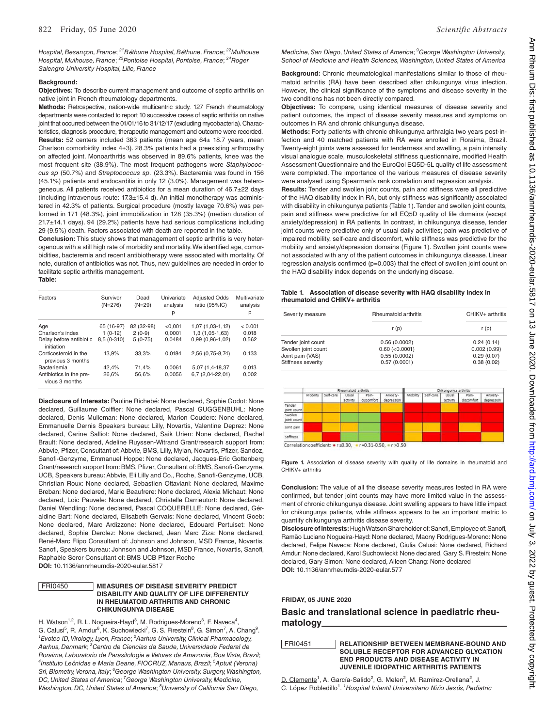*Hospital, Besançon, France*; [21]*Béthune Hospital, Béthune, France*; [22]*Mulhouse Hospital, Mulhouse, France*; [23]*Pontoise Hospital, Pontoise, France*; [24]*Roger Salengro University Hospital, Lille, France*

**Background:**

**Objectives:** To describe current management and outcome of septic arthritis on native joint in French rheumatology departments.

**Methods:** Retrospective, nation-wide multicentric study. 127 French rheumatology departments were contacted to report 10 successive cases of septic arthritis on native joint that occurred between the 01/01/16 to 31/12/17 (excluding mycobacteria). Characteristics, diagnosis procedure, therapeutic management and outcome were recorded.

**Results:** 52 centers included 363 patients (mean age 64± 18.7 years, mean Charlson comorbidity index 4±3). 28.3% patients had a preexisting arthropathy on affected joint. Monoarthritis was observed in 89.6% patients, knee was the most frequent site (38.9%). The most frequent pathogens were *Staphylococcus sp* (50.7%) and *Streptococcus sp.* (23.3%). Bacteremia was found in 156 (45.1%) patients and endocarditis in only 12 (3.0%). Management was heterogeneous. All patients received antibiotics for a mean duration of 46.7±22 days (including intravenous route: 17.3±15.4 d). An initial monotherapy was administered in 42.3% of patients. Surgical procedure (mostly lavage 70.6%) was performed in 171 (48.3%), joint immobilization in 128 (35.3%) (median duration of 21.7±14.1 days). 94 (29.2%) patients have had serious complications including 29 (9.5%) death. Factors associated with death are reported in the table.

**Conclusion:** This study shows that management of septic arthritis is very heterogeneous with a still high rate of morbidity and mortality. We identified age, comorbidities, bacteremia and recent antibiotherapy were associated with mortality. Of note, duration of antibiotics was not. Thus, new guidelines are needed in order to facilitate septic arthritis management.

**Table:**

| Factors | Survivor (N=276) | Dead (N=29) | Univariate analysis p | Adjusted Odds ratio (95%IC) | Multivariate analysis p |
|---|---|---|---|---|---|
| Age | 65 (16-97) | 82 (32-98) | <0,001 | 1,07 (1,03-1,12) | < 0.001 |
| Charlson's index | 1 (0-12) | 2 (0-9) | 0,0001 | 1,3 (1,05-1,63) | 0,018 |
| Delay before antibiotic initiation | 8,5 (0-310) | 5 (0-75) | 0,0484 | 0,99 (0,96-1,02) | 0,562 |
| Corticosteroid in the previous 3 months | 13,9% | 33,3% | 0,0184 | 2,56 (0,75-8,74) | 0,133 |
| Bacteriemia | 42,4% | 71,4% | 0,0061 | 5,07 (1,4-18,37 | 0,013 |
| Antibiotics in the previous 3 months | 26,6% | 56,6% | 0,0056 | 6,7 (2,04-22,01) | 0,002 |

**Disclosure of Interests:** Pauline Richebé: None declared, Sophie Godot: None declared, Guillaume Coiffier: None declared, Pascal GUGGENBUHL: None declared, Denis Mulleman: None declared, Marion Couderc: None declared, Emmanuelle Dernis Speakers bureau: Lilly, Novartis, Valentine Deprez: None declared, Carine Salliot: None declared, Saik Urien: None declared, Rachel Brault: None declared, Adeline Ruyssen-Witrand Grant/research support from: Abbvie, Pfizer, Consultant of: Abbvie, BMS, Lilly, Mylan, Novartis, Pfizer, Sandoz, Sanofi-Genzyme, Emmanuel Hoppe: None declared, Jacques-Eric Gottenberg Grant/research support from: BMS, Pfizer, Consultant of: BMS, Sanofi-Genzyme, UCB, Speakers bureau: Abbvie, Eli Lilly and Co., Roche, Sanofi-Genzyme, UCB, Christian Roux: None declared, Sebastien Ottaviani: None declared, Maxime Breban: None declared, Marie Beaufrere: None declared, Alexia Michaut: None declared, Loic Pauvele: None declared, Christelle Darrieutort: None declared, Daniel Wendling: None declared, Pascal COQUERELLE: None declared, Géraldine Bart: None declared, Elisabeth Gervais: None declared, Vincent Goeb: None declared, Marc Ardizzone: None declared, Edouard Pertuiset: None declared, Sophie Derolez: None declared, Jean Marc Ziza: None declared, René-Marc Flipo Consultant of: Johnson and Johnson, MSD France, Novartis, Sanofi, Speakers bureau: Johnson and Johnson, MSD France, Novartis, Sanofi, Raphaèle Seror Consultant of: BMS UCB Pfizer Roche

**DOI:** 10.1136/annrheumdis-2020-eular.5817

## FRI0450 MEASURES OF DISEASE SEVERITY PREDICT DISABILITY AND QUALITY OF LIFE DIFFERENTLY IN RHEUMATOID ARTHRITIS AND CHRONIC CHIKUNGUNYA DISEASE

H. Watson[1,2], R. L. Nogueira-Hayd[3], M. Rodrigues-Moreno[3], F. Naveca[4], G. Calusi[5], R. Amdur[6], K. Suchowiecki[7], G. S. Firestein[8], G. Simon[7], A. Chang[9]. [1]*Evotec ID, Virology, Lyon, France*; [2]*Aarhus University, Clinical Pharmacology, Aarhus, Denmark*; [3]*Centro de Ciencias da Saude, Universidade Federal de Roraima, Laboratorio de Parasitologia e Vetores da Amazonia, Boa Vista, Brazil*; [4]*Instituto Leônidas e Maria Deane, FIOCRUZ, Manaus, Brazil*; [5]*Aptuit (Verona) Srl, Biometry, Verona, Italy*; [6]*George Washington University, Surgery, Washington, DC, United States of America*; [7]*George Washington University, Medicine, Washington, DC, United States of America*; [8]*University of California San Diego, Medicine, San Diego, United States of America*; [9]*George Washington University, School of Medicine and Health Sciences, Washington, United States of America*

**Background:** Chronic rheumatological manifestations similar to those of rheumatoid arthritis (RA) have been described after chikungunya virus infection. However, the clinical significance of the symptoms and disease severity in the two conditions has not been directly compared.

**Objectives:** To compare, using identical measures of disease severity and patient outcomes, the impact of disease severity measures and symptoms on outcomes in RA and chronic chikungunya disease.

**Methods:** Forty patients with chronic chikungunya arthralgia two years post-infection and 40 matched patients with RA were enrolled in Roraima, Brazil. Twenty-eight joints were assessed for tenderness and swelling, a pain intensity visual analogue scale, musculoskeletal stiffness questionnaire, modified Health Assessment Questionnaire and the EuroQol EQ5D-5L quality of life assessment were completed. The importance of the various measures of disease severity were analysed using Spearman's rank correlation and regression analysis.

**Results:** Tender and swollen joint counts, pain and stiffness were all predictive of the HAQ disability index in RA, but only stiffness was significantly associated with disability in chikungunya patients (Table 1). Tender and swollen joint counts, pain and stiffness were predictive for all EQ5D quality of life domains (except anxiety/depression) in RA patients. In contrast, in chikungunya disease, tender joint counts were predictive only of usual daily activities; pain was predictive of impaired mobility, self-care and discomfort, while stiffness was predictive for the mobility and anxiety/depression domains (Figure 1). Swollen joint counts were not associated with any of the patient outcomes in chikungunya disease. Linear regression analysis confirmed (p=0.003) that the effect of swollen joint count on the HAQ disability index depends on the underlying disease.

**Table 1. Association of disease severity with HAQ disability index in rheumatoid and CHIKV+ arthritis**

| Severity measure | Rheumatoid arthritis | CHIKV+ arthritis |
|---|---|---|
| | r (p) | r (p) |
| Tender joint count | 0.56 (0.0002) | 0.24 (0.14) |
| Swollen joint count | 0.60 (<0.0001) | 0.002 (0.99) |
| Joint pain (VAS) | 0.55 (0.0002) | 0.29 (0.07) |
| Stiffness severity | 0.57 (0.0001) | 0.38 (0.02) |

Rheumatoid arthritis

Chikungunya arthritis

Mobility, Self-care, Usual activity, Pain-discomfort, Anxiety-depression

Tender joint count

Swollen joint count

Joint pain

Stiffness

Correlation coefficient: ● r ≤0.30, ● r =0.31-0.50, ● r >0.50

**Figure 1.** Association of disease severity with quality of life domains in rheumatoid and CHIKV+ arthritis

**Conclusion:** The value of all the disease severity measures tested in RA were confirmed, but tender joint counts may have more limited value in the assessment of chronic chikungunya disease. Joint swelling appears to have little impact for chikungunya patients, while stiffness appears to be an important metric to quantify chikungunya arthritis disease severity.

**Disclosure of Interests:** Hugh Watson Shareholder of: Sanofi, Employee of: Sanofi, Ramão Luciano Nogueira-Hayd: None declared, Maony Rodrigues-Moreno: None declared, Felipe Naveca: None declared, Giulia Calusi: None declared, Richard Amdur: None declared, Karol Suchowiecki: None declared, Gary S. Firestein: None declared, Gary Simon: None declared, Aileen Chang: None declared

**DOI:** 10.1136/annrheumdis-2020-eular.577

**FRIDAY, 05 JUNE 2020**

# Basic and translational science in paediatric rheumatology

## FRI0451 RELATIONSHIP BETWEEN MEMBRANE-BOUND AND SOLUBLE RECEPTOR FOR ADVANCED GLYCATION END PRODUCTS AND DISEASE ACTIVITY IN JUVENILE IDIOPATHIC ARTHRITIS PATIENTS

D. Clemente[1], A. García-Salido[2], G. Melen[2], M. Ramirez-Orellana[2], J. C. López Robledillo[1]. [1]*Hospital Infantil Universitario Niño Jesús, Pediatric*